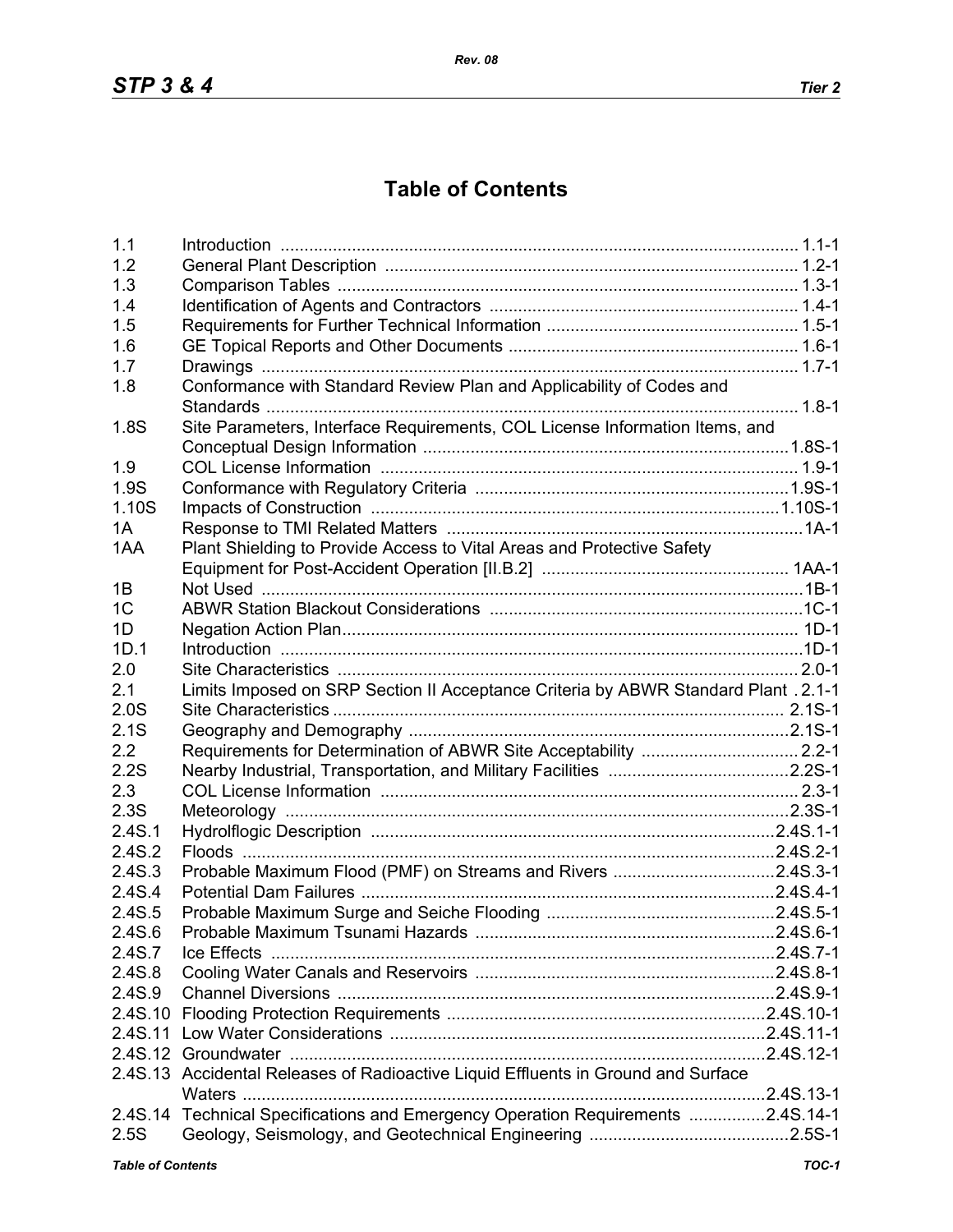# Table of Contents

| | | |
|---|---|---|
| 1.1 | Introduction | 1.1-1 |
| 1.2 | General Plant Description | 1.2-1 |
| 1.3 | Comparison Tables | 1.3-1 |
| 1.4 | Identification of Agents and Contractors | 1.4-1 |
| 1.5 | Requirements for Further Technical Information | 1.5-1 |
| 1.6 | GE Topical Reports and Other Documents | 1.6-1 |
| 1.7 | Drawings | 1.7-1 |
| 1.8 | Conformance with Standard Review Plan and Applicability of Codes and Standards | 1.8-1 |
| 1.8S | Site Parameters, Interface Requirements, COL License Information Items, and Conceptual Design Information | 1.8S-1 |
| 1.9 | COL License Information | 1.9-1 |
| 1.9S | Conformance with Regulatory Criteria | 1.9S-1 |
| 1.10S | Impacts of Construction | 1.10S-1 |
| 1A | Response to TMI Related Matters | 1A-1 |
| 1AA | Plant Shielding to Provide Access to Vital Areas and Protective Safety Equipment for Post-Accident Operation [II.B.2] | 1AA-1 |
| 1B | Not Used | 1B-1 |
| 1C | ABWR Station Blackout Considerations | 1C-1 |
| 1D | Negation Action Plan | 1D-1 |
| 1D.1 | Introduction | 1D-1 |
| 2.0 | Site Characteristics | 2.0-1 |
| 2.1 | Limits Imposed on SRP Section II Acceptance Criteria by ABWR Standard Plant | 2.1-1 |
| 2.0S | Site Characteristics | 2.1S-1 |
| 2.1S | Geography and Demography | 2.1S-1 |
| 2.2 | Requirements for Determination of ABWR Site Acceptability | 2.2-1 |
| 2.2S | Nearby Industrial, Transportation, and Military Facilities | 2.2S-1 |
| 2.3 | COL License Information | 2.3-1 |
| 2.3S | Meteorology | 2.3S-1 |
| 2.4S.1 | Hydrolfogic Description | 2.4S.1-1 |
| 2.4S.2 | Floods | 2.4S.2-1 |
| 2.4S.3 | Probable Maximum Flood (PMF) on Streams and Rivers | 2.4S.3-1 |
| 2.4S.4 | Potential Dam Failures | 2.4S.4-1 |
| 2.4S.5 | Probable Maximum Surge and Seiche Flooding | 2.4S.5-1 |
| 2.4S.6 | Probable Maximum Tsunami Hazards | 2.4S.6-1 |
| 2.4S.7 | Ice Effects | 2.4S.7-1 |
| 2.4S.8 | Cooling Water Canals and Reservoirs | 2.4S.8-1 |
| 2.4S.9 | Channel Diversions | 2.4S.9-1 |
| 2.4S.10 | Flooding Protection Requirements | 2.4S.10-1 |
| 2.4S.11 | Low Water Considerations | 2.4S.11-1 |
| 2.4S.12 | Groundwater | 2.4S.12-1 |
| 2.4S.13 | Accidental Releases of Radioactive Liquid Effluents in Ground and Surface Waters | 2.4S.13-1 |
| 2.4S.14 | Technical Specifications and Emergency Operation Requirements | 2.4S.14-1 |
| 2.5S | Geology, Seismology, and Geotechnical Engineering | 2.5S-1 |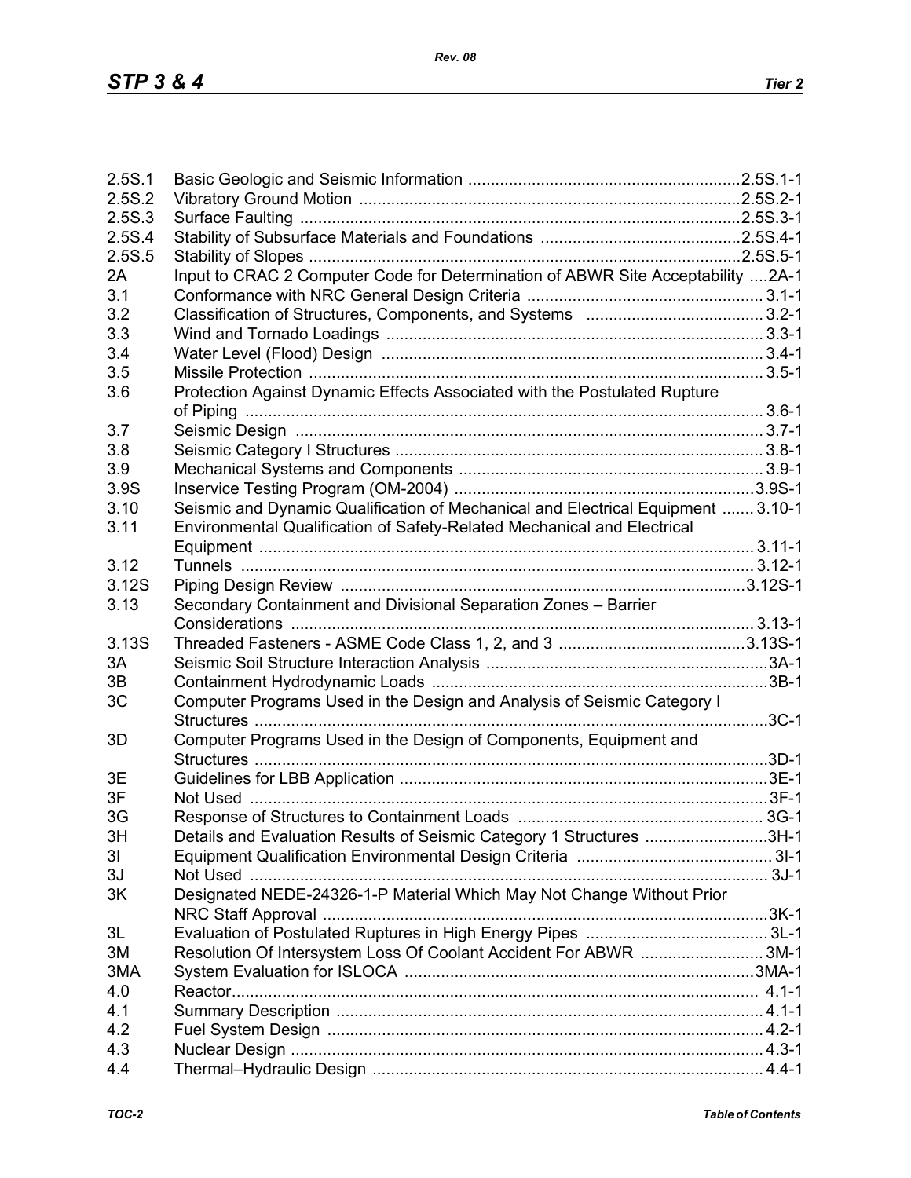| | | |
|---|---|---|
| 2.5S.1 | Basic Geologic and Seismic Information | 2.5S.1-1 |
| 2.5S.2 | Vibratory Ground Motion | 2.5S.2-1 |
| 2.5S.3 | Surface Faulting | 2.5S.3-1 |
| 2.5S.4 | Stability of Subsurface Materials and Foundations | 2.5S.4-1 |
| 2.5S.5 | Stability of Slopes | 2.5S.5-1 |
| 2A | Input to CRAC 2 Computer Code for Determination of ABWR Site Acceptability | 2A-1 |
| 3.1 | Conformance with NRC General Design Criteria | 3.1-1 |
| 3.2 | Classification of Structures, Components, and Systems | 3.2-1 |
| 3.3 | Wind and Tornado Loadings | 3.3-1 |
| 3.4 | Water Level (Flood) Design | 3.4-1 |
| 3.5 | Missile Protection | 3.5-1 |
| 3.6 | Protection Against Dynamic Effects Associated with the Postulated Rupture of Piping | 3.6-1 |
| 3.7 | Seismic Design | 3.7-1 |
| 3.8 | Seismic Category I Structures | 3.8-1 |
| 3.9 | Mechanical Systems and Components | 3.9-1 |
| 3.9S | Inservice Testing Program (OM-2004) | 3.9S-1 |
| 3.10 | Seismic and Dynamic Qualification of Mechanical and Electrical Equipment | 3.10-1 |
| 3.11 | Environmental Qualification of Safety-Related Mechanical and Electrical Equipment | 3.11-1 |
| 3.12 | Tunnels | 3.12-1 |
| 3.12S | Piping Design Review | 3.12S-1 |
| 3.13 | Secondary Containment and Divisional Separation Zones – Barrier Considerations | 3.13-1 |
| 3.13S | Threaded Fasteners - ASME Code Class 1, 2, and 3 | 3.13S-1 |
| 3A | Seismic Soil Structure Interaction Analysis | 3A-1 |
| 3B | Containment Hydrodynamic Loads | 3B-1 |
| 3C | Computer Programs Used in the Design and Analysis of Seismic Category I Structures | 3C-1 |
| 3D | Computer Programs Used in the Design of Components, Equipment and Structures | 3D-1 |
| 3E | Guidelines for LBB Application | 3E-1 |
| 3F | Not Used | 3F-1 |
| 3G | Response of Structures to Containment Loads | 3G-1 |
| 3H | Details and Evaluation Results of Seismic Category 1 Structures | 3H-1 |
| 3I | Equipment Qualification Environmental Design Criteria | 3I-1 |
| 3J | Not Used | 3J-1 |
| 3K | Designated NEDE-24326-1-P Material Which May Not Change Without Prior NRC Staff Approval | 3K-1 |
| 3L | Evaluation of Postulated Ruptures in High Energy Pipes | 3L-1 |
| 3M | Resolution Of Intersystem Loss Of Coolant Accident For ABWR | 3M-1 |
| 3MA | System Evaluation for ISLOCA | 3MA-1 |
| 4.0 | Reactor | 4.1-1 |
| 4.1 | Summary Description | 4.1-1 |
| 4.2 | Fuel System Design | 4.2-1 |
| 4.3 | Nuclear Design | 4.3-1 |
| 4.4 | Thermal–Hydraulic Design | 4.4-1 |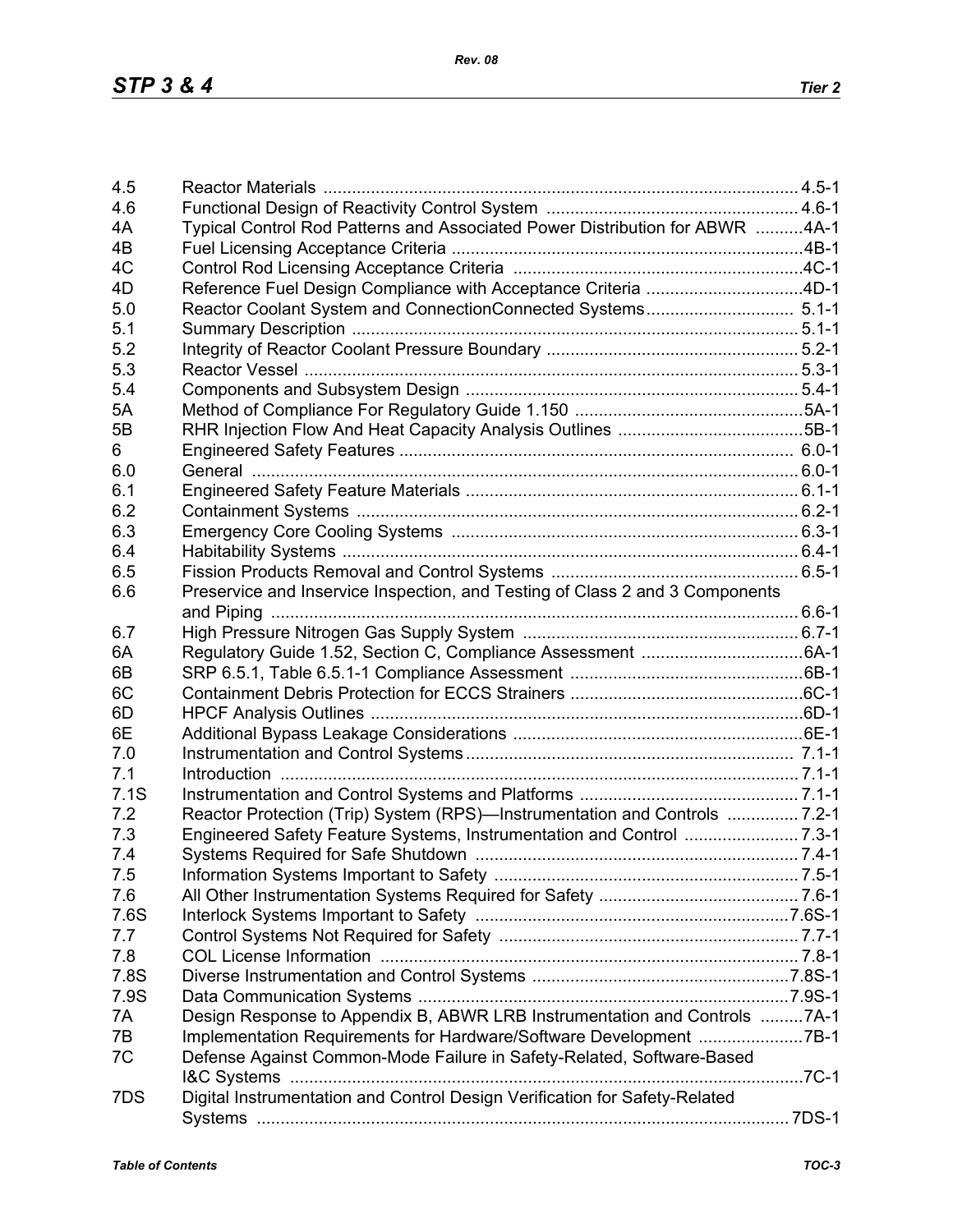| | | |
|---|---|---|
| 4.5 | Reactor Materials | 4.5-1 |
| 4.6 | Functional Design of Reactivity Control System | 4.6-1 |
| 4A | Typical Control Rod Patterns and Associated Power Distribution for ABWR | 4A-1 |
| 4B | Fuel Licensing Acceptance Criteria | 4B-1 |
| 4C | Control Rod Licensing Acceptance Criteria | 4C-1 |
| 4D | Reference Fuel Design Compliance with Acceptance Criteria | 4D-1 |
| 5.0 | Reactor Coolant System and ConnectionConnected Systems | 5.1-1 |
| 5.1 | Summary Description | 5.1-1 |
| 5.2 | Integrity of Reactor Coolant Pressure Boundary | 5.2-1 |
| 5.3 | Reactor Vessel | 5.3-1 |
| 5.4 | Components and Subsystem Design | 5.4-1 |
| 5A | Method of Compliance For Regulatory Guide 1.150 | 5A-1 |
| 5B | RHR Injection Flow And Heat Capacity Analysis Outlines | 5B-1 |
| 6 | Engineered Safety Features | 6.0-1 |
| 6.0 | General | 6.0-1 |
| 6.1 | Engineered Safety Feature Materials | 6.1-1 |
| 6.2 | Containment Systems | 6.2-1 |
| 6.3 | Emergency Core Cooling Systems | 6.3-1 |
| 6.4 | Habitability Systems | 6.4-1 |
| 6.5 | Fission Products Removal and Control Systems | 6.5-1 |
| 6.6 | Preservice and Inservice Inspection, and Testing of Class 2 and 3 Components and Piping | 6.6-1 |
| 6.7 | High Pressure Nitrogen Gas Supply System | 6.7-1 |
| 6A | Regulatory Guide 1.52, Section C, Compliance Assessment | 6A-1 |
| 6B | SRP 6.5.1, Table 6.5.1-1 Compliance Assessment | 6B-1 |
| 6C | Containment Debris Protection for ECCS Strainers | 6C-1 |
| 6D | HPCF Analysis Outlines | 6D-1 |
| 6E | Additional Bypass Leakage Considerations | 6E-1 |
| 7.0 | Instrumentation and Control Systems | 7.1-1 |
| 7.1 | Introduction | 7.1-1 |
| 7.1S | Instrumentation and Control Systems and Platforms | 7.1-1 |
| 7.2 | Reactor Protection (Trip) System (RPS)—Instrumentation and Controls | 7.2-1 |
| 7.3 | Engineered Safety Feature Systems, Instrumentation and Control | 7.3-1 |
| 7.4 | Systems Required for Safe Shutdown | 7.4-1 |
| 7.5 | Information Systems Important to Safety | 7.5-1 |
| 7.6 | All Other Instrumentation Systems Required for Safety | 7.6-1 |
| 7.6S | Interlock Systems Important to Safety | 7.6S-1 |
| 7.7 | Control Systems Not Required for Safety | 7.7-1 |
| 7.8 | COL License Information | 7.8-1 |
| 7.8S | Diverse Instrumentation and Control Systems | 7.8S-1 |
| 7.9S | Data Communication Systems | 7.9S-1 |
| 7A | Design Response to Appendix B, ABWR LRB Instrumentation and Controls | 7A-1 |
| 7B | Implementation Requirements for Hardware/Software Development | 7B-1 |
| 7C | Defense Against Common-Mode Failure in Safety-Related, Software-Based I&C Systems | 7C-1 |
| 7DS | Digital Instrumentation and Control Design Verification for Safety-Related Systems | 7DS-1 |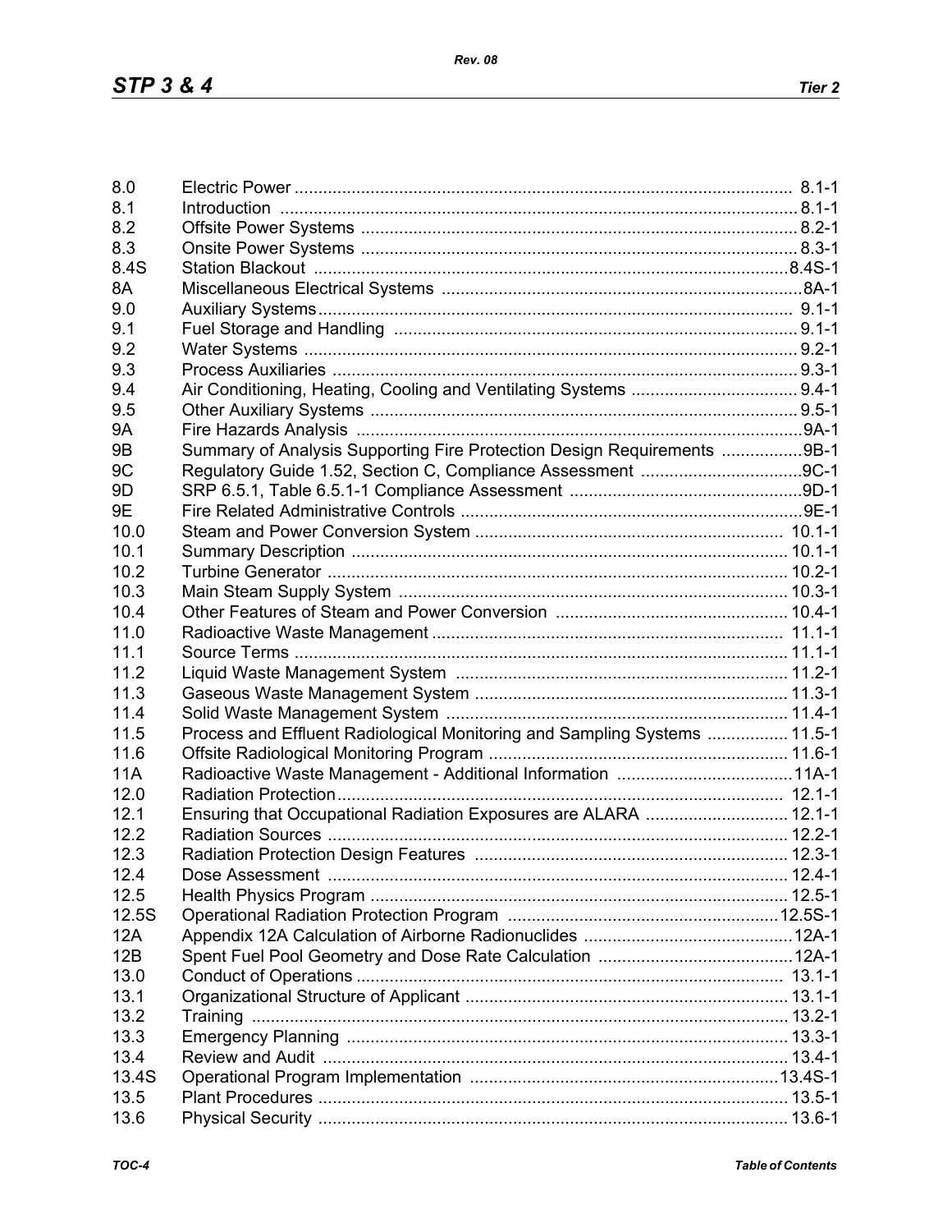| | | |
|---|---|---|
| 8.0 | Electric Power | 8.1-1 |
| 8.1 | Introduction | 8.1-1 |
| 8.2 | Offsite Power Systems | 8.2-1 |
| 8.3 | Onsite Power Systems | 8.3-1 |
| 8.4S | Station Blackout | 8.4S-1 |
| 8A | Miscellaneous Electrical Systems | 8A-1 |
| 9.0 | Auxiliary Systems | 9.1-1 |
| 9.1 | Fuel Storage and Handling | 9.1-1 |
| 9.2 | Water Systems | 9.2-1 |
| 9.3 | Process Auxiliaries | 9.3-1 |
| 9.4 | Air Conditioning, Heating, Cooling and Ventilating Systems | 9.4-1 |
| 9.5 | Other Auxiliary Systems | 9.5-1 |
| 9A | Fire Hazards Analysis | 9A-1 |
| 9B | Summary of Analysis Supporting Fire Protection Design Requirements | 9B-1 |
| 9C | Regulatory Guide 1.52, Section C, Compliance Assessment | 9C-1 |
| 9D | SRP 6.5.1, Table 6.5.1-1 Compliance Assessment | 9D-1 |
| 9E | Fire Related Administrative Controls | 9E-1 |
| 10.0 | Steam and Power Conversion System | 10.1-1 |
| 10.1 | Summary Description | 10.1-1 |
| 10.2 | Turbine Generator | 10.2-1 |
| 10.3 | Main Steam Supply System | 10.3-1 |
| 10.4 | Other Features of Steam and Power Conversion | 10.4-1 |
| 11.0 | Radioactive Waste Management | 11.1-1 |
| 11.1 | Source Terms | 11.1-1 |
| 11.2 | Liquid Waste Management System | 11.2-1 |
| 11.3 | Gaseous Waste Management System | 11.3-1 |
| 11.4 | Solid Waste Management System | 11.4-1 |
| 11.5 | Process and Effluent Radiological Monitoring and Sampling Systems | 11.5-1 |
| 11.6 | Offsite Radiological Monitoring Program | 11.6-1 |
| 11A | Radioactive Waste Management - Additional Information | 11A-1 |
| 12.0 | Radiation Protection | 12.1-1 |
| 12.1 | Ensuring that Occupational Radiation Exposures are ALARA | 12.1-1 |
| 12.2 | Radiation Sources | 12.2-1 |
| 12.3 | Radiation Protection Design Features | 12.3-1 |
| 12.4 | Dose Assessment | 12.4-1 |
| 12.5 | Health Physics Program | 12.5-1 |
| 12.5S | Operational Radiation Protection Program | 12.5S-1 |
| 12A | Appendix 12A Calculation of Airborne Radionuclides | 12A-1 |
| 12B | Spent Fuel Pool Geometry and Dose Rate Calculation | 12A-1 |
| 13.0 | Conduct of Operations | 13.1-1 |
| 13.1 | Organizational Structure of Applicant | 13.1-1 |
| 13.2 | Training | 13.2-1 |
| 13.3 | Emergency Planning | 13.3-1 |
| 13.4 | Review and Audit | 13.4-1 |
| 13.4S | Operational Program Implementation | 13.4S-1 |
| 13.5 | Plant Procedures | 13.5-1 |
| 13.6 | Physical Security | 13.6-1 |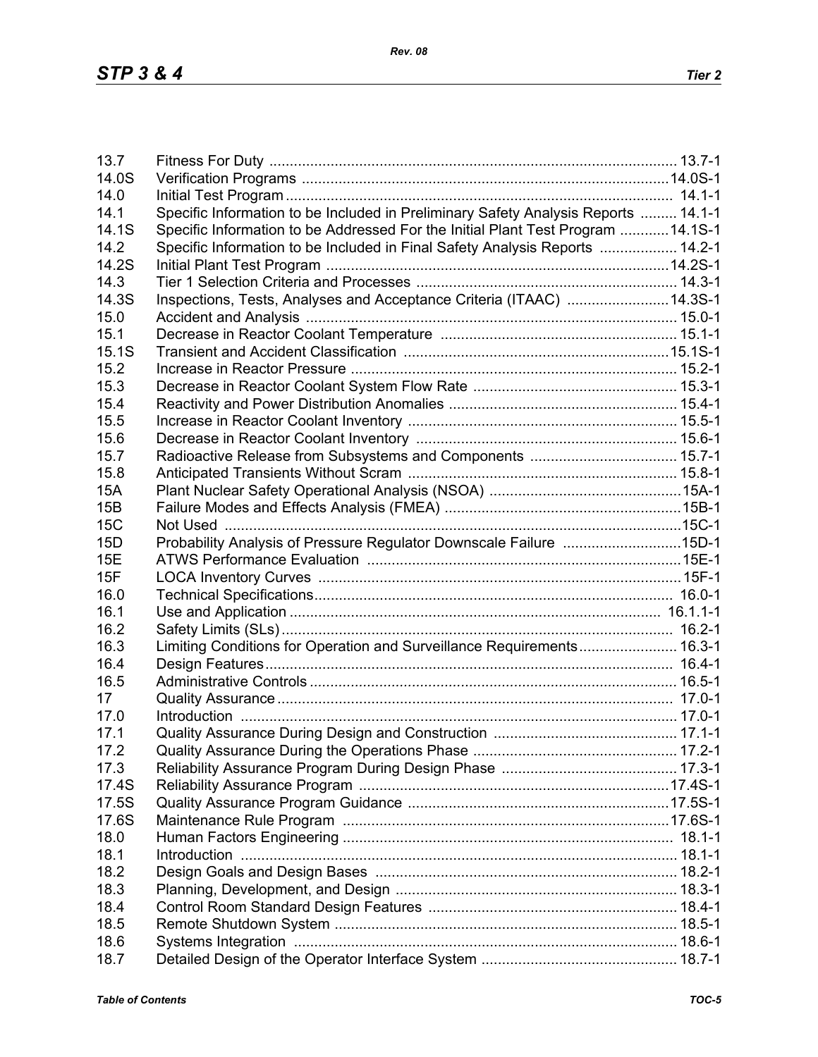| | | |
|---|---|---|
| 13.7 | Fitness For Duty | 13.7-1 |
| 14.0S | Verification Programs | 14.0S-1 |
| 14.0 | Initial Test Program | 14.1-1 |
| 14.1 | Specific Information to be Included in Preliminary Safety Analysis Reports | 14.1-1 |
| 14.1S | Specific Information to be Addressed For the Initial Plant Test Program | 14.1S-1 |
| 14.2 | Specific Information to be Included in Final Safety Analysis Reports | 14.2-1 |
| 14.2S | Initial Plant Test Program | 14.2S-1 |
| 14.3 | Tier 1 Selection Criteria and Processes | 14.3-1 |
| 14.3S | Inspections, Tests, Analyses and Acceptance Criteria (ITAAC) | 14.3S-1 |
| 15.0 | Accident and Analysis | 15.0-1 |
| 15.1 | Decrease in Reactor Coolant Temperature | 15.1-1 |
| 15.1S | Transient and Accident Classification | 15.1S-1 |
| 15.2 | Increase in Reactor Pressure | 15.2-1 |
| 15.3 | Decrease in Reactor Coolant System Flow Rate | 15.3-1 |
| 15.4 | Reactivity and Power Distribution Anomalies | 15.4-1 |
| 15.5 | Increase in Reactor Coolant Inventory | 15.5-1 |
| 15.6 | Decrease in Reactor Coolant Inventory | 15.6-1 |
| 15.7 | Radioactive Release from Subsystems and Components | 15.7-1 |
| 15.8 | Anticipated Transients Without Scram | 15.8-1 |
| 15A | Plant Nuclear Safety Operational Analysis (NSOA) | 15A-1 |
| 15B | Failure Modes and Effects Analysis (FMEA) | 15B-1 |
| 15C | Not Used | 15C-1 |
| 15D | Probability Analysis of Pressure Regulator Downscale Failure | 15D-1 |
| 15E | ATWS Performance Evaluation | 15E-1 |
| 15F | LOCA Inventory Curves | 15F-1 |
| 16.0 | Technical Specifications | 16.0-1 |
| 16.1 | Use and Application | 16.1.1-1 |
| 16.2 | Safety Limits (SLs) | 16.2-1 |
| 16.3 | Limiting Conditions for Operation and Surveillance Requirements | 16.3-1 |
| 16.4 | Design Features | 16.4-1 |
| 16.5 | Administrative Controls | 16.5-1 |
| 17 | Quality Assurance | 17.0-1 |
| 17.0 | Introduction | 17.0-1 |
| 17.1 | Quality Assurance During Design and Construction | 17.1-1 |
| 17.2 | Quality Assurance During the Operations Phase | 17.2-1 |
| 17.3 | Reliability Assurance Program During Design Phase | 17.3-1 |
| 17.4S | Reliability Assurance Program | 17.4S-1 |
| 17.5S | Quality Assurance Program Guidance | 17.5S-1 |
| 17.6S | Maintenance Rule Program | 17.6S-1 |
| 18.0 | Human Factors Engineering | 18.1-1 |
| 18.1 | Introduction | 18.1-1 |
| 18.2 | Design Goals and Design Bases | 18.2-1 |
| 18.3 | Planning, Development, and Design | 18.3-1 |
| 18.4 | Control Room Standard Design Features | 18.4-1 |
| 18.5 | Remote Shutdown System | 18.5-1 |
| 18.6 | Systems Integration | 18.6-1 |
| 18.7 | Detailed Design of the Operator Interface System | 18.7-1 |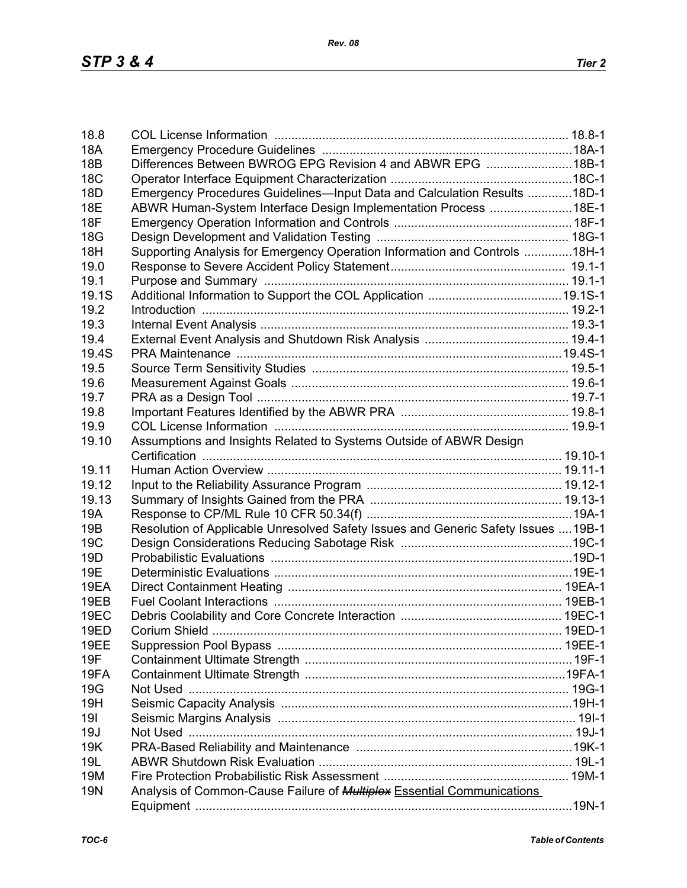| | | |
|---|---|---|
| 18.8 | COL License Information | 18.8-1 |
| 18A | Emergency Procedure Guidelines | 18A-1 |
| 18B | Differences Between BWROG EPG Revision 4 and ABWR EPG | 18B-1 |
| 18C | Operator Interface Equipment Characterization | 18C-1 |
| 18D | Emergency Procedures Guidelines—Input Data and Calculation Results | 18D-1 |
| 18E | ABWR Human-System Interface Design Implementation Process | 18E-1 |
| 18F | Emergency Operation Information and Controls | 18F-1 |
| 18G | Design Development and Validation Testing | 18G-1 |
| 18H | Supporting Analysis for Emergency Operation Information and Controls | 18H-1 |
| 19.0 | Response to Severe Accident Policy Statement | 19.1-1 |
| 19.1 | Purpose and Summary | 19.1-1 |
| 19.1S | Additional Information to Support the COL Application | 19.1S-1 |
| 19.2 | Introduction | 19.2-1 |
| 19.3 | Internal Event Analysis | 19.3-1 |
| 19.4 | External Event Analysis and Shutdown Risk Analysis | 19.4-1 |
| 19.4S | PRA Maintenance | 19.4S-1 |
| 19.5 | Source Term Sensitivity Studies | 19.5-1 |
| 19.6 | Measurement Against Goals | 19.6-1 |
| 19.7 | PRA as a Design Tool | 19.7-1 |
| 19.8 | Important Features Identified by the ABWR PRA | 19.8-1 |
| 19.9 | COL License Information | 19.9-1 |
| 19.10 | Assumptions and Insights Related to Systems Outside of ABWR Design Certification | 19.10-1 |
| 19.11 | Human Action Overview | 19.11-1 |
| 19.12 | Input to the Reliability Assurance Program | 19.12-1 |
| 19.13 | Summary of Insights Gained from the PRA | 19.13-1 |
| 19A | Response to CP/ML Rule 10 CFR 50.34(f) | 19A-1 |
| 19B | Resolution of Applicable Unresolved Safety Issues and Generic Safety Issues | 19B-1 |
| 19C | Design Considerations Reducing Sabotage Risk | 19C-1 |
| 19D | Probabilistic Evaluations | 19D-1 |
| 19E | Deterministic Evaluations | 19E-1 |
| 19EA | Direct Containment Heating | 19EA-1 |
| 19EB | Fuel Coolant Interactions | 19EB-1 |
| 19EC | Debris Coolability and Core Concrete Interaction | 19EC-1 |
| 19ED | Corium Shield | 19ED-1 |
| 19EE | Suppression Pool Bypass | 19EE-1 |
| 19F | Containment Ultimate Strength | 19F-1 |
| 19FA | Containment Ultimate Strength | 19FA-1 |
| 19G | Not Used | 19G-1 |
| 19H | Seismic Capacity Analysis | 19H-1 |
| 19I | Seismic Margins Analysis | 19I-1 |
| 19J | Not Used | 19J-1 |
| 19K | PRA-Based Reliability and Maintenance | 19K-1 |
| 19L | ABWR Shutdown Risk Evaluation | 19L-1 |
| 19M | Fire Protection Probabilistic Risk Assessment | 19M-1 |
| 19N | Analysis of Common-Cause Failure of ~~*Multiplex*~~ Essential Communications Equipment | 19N-1 |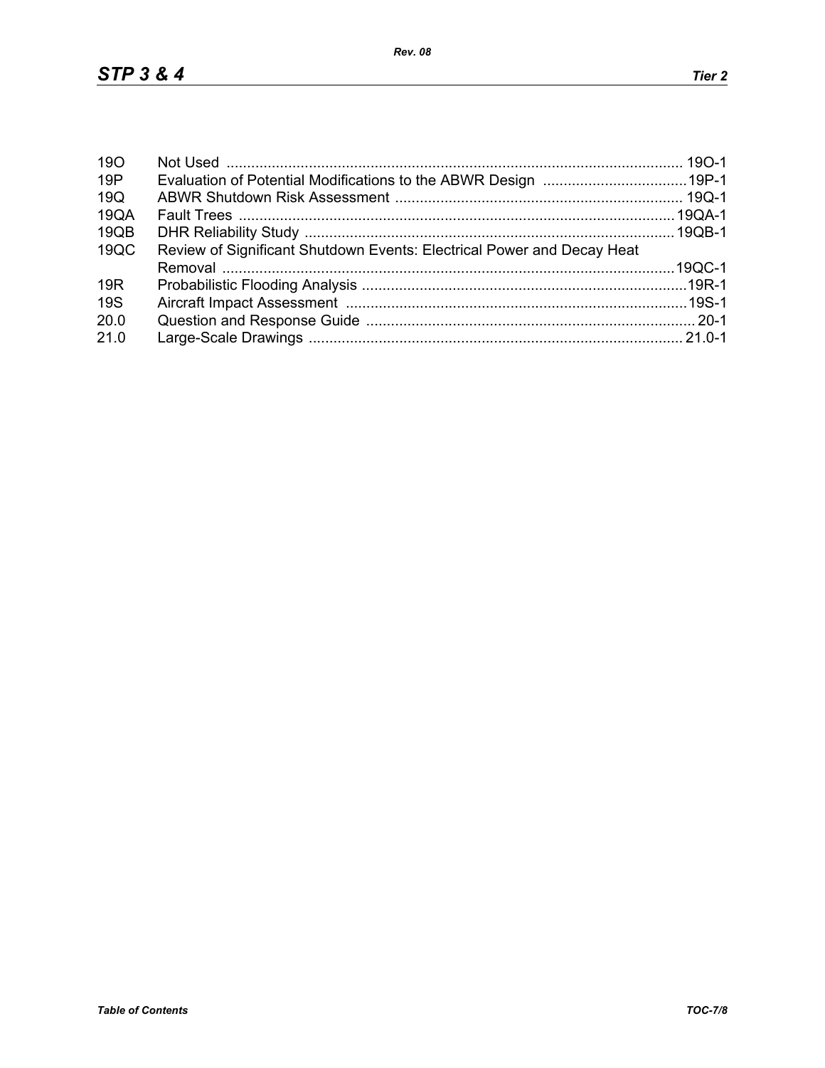| | | |
|---|---|---|
| 19O | Not Used | 19O-1 |
| 19P | Evaluation of Potential Modifications to the ABWR Design | 19P-1 |
| 19Q | ABWR Shutdown Risk Assessment | 19Q-1 |
| 19QA | Fault Trees | 19QA-1 |
| 19QB | DHR Reliability Study | 19QB-1 |
| 19QC | Review of Significant Shutdown Events: Electrical Power and Decay Heat Removal | 19QC-1 |
| 19R | Probabilistic Flooding Analysis | 19R-1 |
| 19S | Aircraft Impact Assessment | 19S-1 |
| 20.0 | Question and Response Guide | 20-1 |
| 21.0 | Large-Scale Drawings | 21.0-1 |